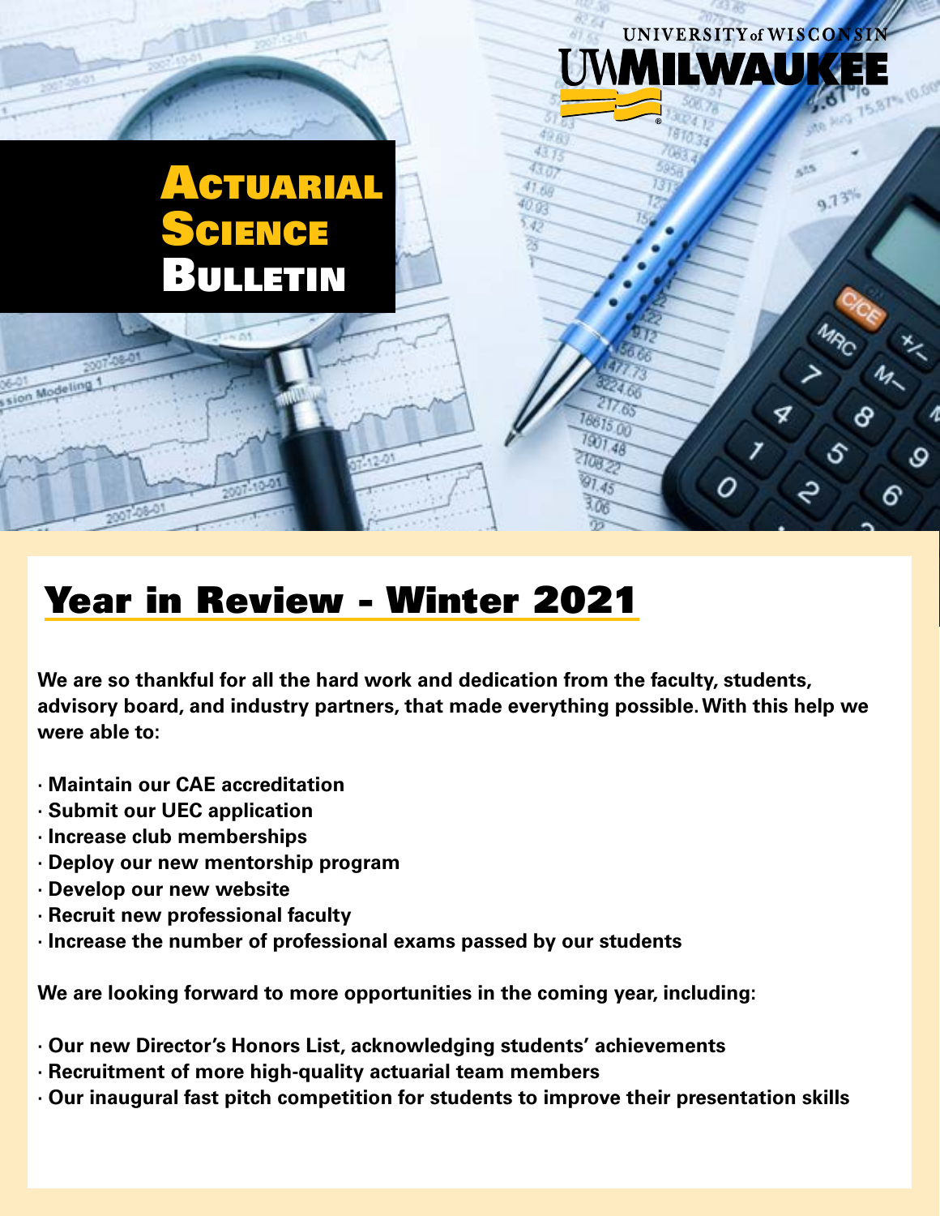UNIVERSITY of WISCONSIN
UWMILWAUKEE

# Actuarial Science Bulletin

## Year in Review - Winter 2021

**We are so thankful for all the hard work and dedication from the faculty, students, advisory board, and industry partners, that made everything possible. With this help we were able to:**

- **Maintain our CAE accreditation**
- **Submit our UEC application**
- **Increase club memberships**
- **Deploy our new mentorship program**
- **Develop our new website**
- **Recruit new professional faculty**
- **Increase the number of professional exams passed by our students**

**We are looking forward to more opportunities in the coming year, including:**

- **Our new Director's Honors List, acknowledging students' achievements**
- **Recruitment of more high-quality actuarial team members**
- **Our inaugural fast pitch competition for students to improve their presentation skills**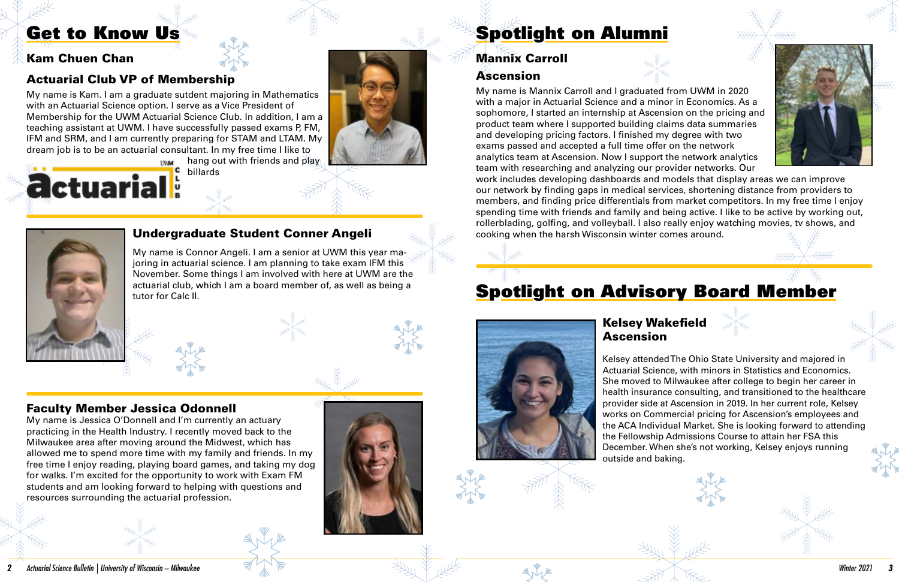# Get to Know Us

### Kam Chuen Chan

### Actuarial Club VP of Membership

My name is Kam. I am a graduate sutdent majoring in Mathematics with an Actuarial Science option. I serve as a Vice President of Membership for the UWM Actuarial Science Club. In addition, I am a teaching assistant at UWM. I have successfully passed exams P, FM, IFM and SRM, and I am currently preparing for STAM and LTAM. My dream job is to be an actuarial consultant. In my free time I like to hang out with friends and play billards

### Undergraduate Student Conner Angeli

My name is Connor Angeli. I am a senior at UWM this year majoring in actuarial science. I am planning to take exam IFM this November. Some things I am involved with here at UWM are the actuarial club, which I am a board member of, as well as being a tutor for Calc II.

### Faculty Member Jessica Odonnell

My name is Jessica O'Donnell and I'm currently an actuary practicing in the Health Industry. I recently moved back to the Milwaukee area after moving around the Midwest, which has allowed me to spend more time with my family and friends. In my free time I enjoy reading, playing board games, and taking my dog for walks. I'm excited for the opportunity to work with Exam FM students and am looking forward to helping with questions and resources surrounding the actuarial profession.

# Spotlight on Alumni

### Mannix Carroll

### Ascension

My name is Mannix Carroll and I graduated from UWM in 2020 with a major in Actuarial Science and a minor in Economics. As a sophomore, I started an internship at Ascension on the pricing and product team where I supported building claims data summaries and developing pricing factors. I finished my degree with two exams passed and accepted a full time offer on the network analytics team at Ascension. Now I support the network analytics team with researching and analyzing our provider networks. Our work includes developing dashboards and models that display areas we can improve our network by finding gaps in medical services, shortening distance from providers to members, and finding price differentials from market competitors. In my free time I enjoy spending time with friends and family and being active. I like to be active by working out, rollerblading, golfing, and volleyball. I also really enjoy watching movies, tv shows, and cooking when the harsh Wisconsin winter comes around.

# Spotlight on Advisory Board Member

### Kelsey Wakefield
### Ascension

Kelsey attended The Ohio State University and majored in Actuarial Science, with minors in Statistics and Economics. She moved to Milwaukee after college to begin her career in health insurance consulting, and transitioned to the healthcare provider side at Ascension in 2019. In her current role, Kelsey works on Commercial pricing for Ascension's employees and the ACA Individual Market. She is looking forward to attending the Fellowship Admissions Course to attain her FSA this December. When she's not working, Kelsey enjoys running outside and baking.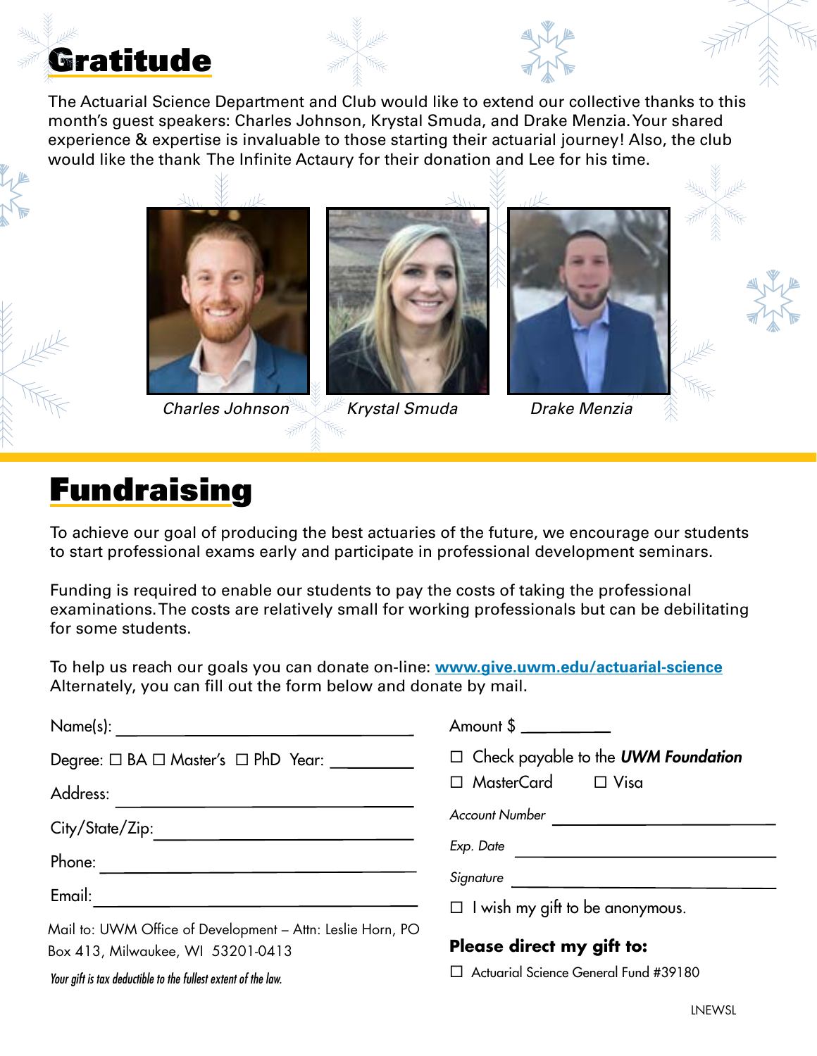# Gratitude

The Actuarial Science Department and Club would like to extend our collective thanks to this month's guest speakers: Charles Johnson, Krystal Smuda, and Drake Menzia. Your shared experience & expertise is invaluable to those starting their actuarial journey! Also, the club would like the thank The Infinite Actaury for their donation and Lee for his time.

*Charles Johnson*

*Krystal Smuda*

*Drake Menzia*

# Fundraising

To achieve our goal of producing the best actuaries of the future, we encourage our students to start professional exams early and participate in professional development seminars.

Funding is required to enable our students to pay the costs of taking the professional examinations. The costs are relatively small for working professionals but can be debilitating for some students.

To help us reach our goals you can donate on-line: **www.give.uwm.edu/actuarial-science**
Alternately, you can fill out the form below and donate by mail.

Name(s): ______________________

Degree: ☐ BA ☐ Master's ☐ PhD Year: ________

Address: ______________________

City/State/Zip: ______________________

Phone: ______________________

Email: ______________________

Mail to: UWM Office of Development – Attn: Leslie Horn, PO Box 413, Milwaukee, WI 53201-0413

*Your gift is tax deductible to the fullest extent of the law.*

Amount $ ________

☐ Check payable to the ***UWM Foundation***

☐ MasterCard ☐ Visa

*Account Number* ______________________

*Exp. Date* ______________________

*Signature* ______________________

☐ I wish my gift to be anonymous.

**Please direct my gift to:**

☐ Actuarial Science General Fund #39180

LNEWSL